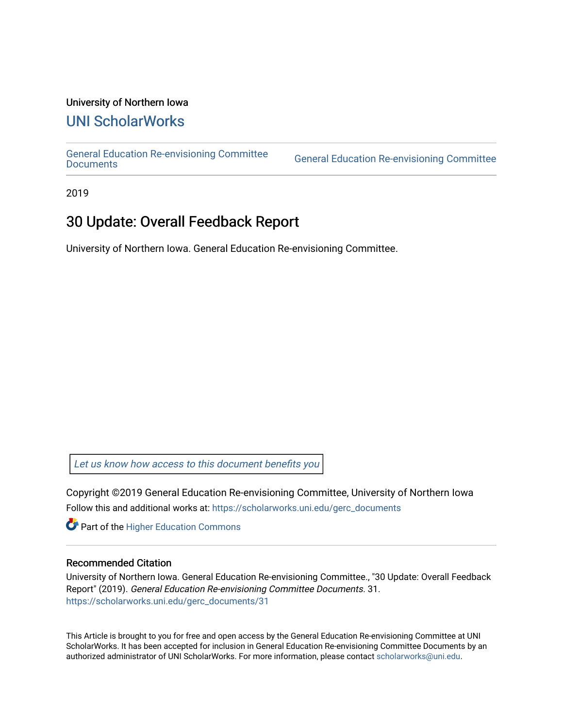University of Northern Iowa

# UNI ScholarWorks

General Education Re-envisioning Committee Documents | General Education Re-envisioning Committee

2019

## 30 Update: Overall Feedback Report

University of Northern Iowa. General Education Re-envisioning Committee.

*Let us know how access to this document benefits you*

Copyright ©2019 General Education Re-envisioning Committee, University of Northern Iowa

Follow this and additional works at: https://scholarworks.uni.edu/gerc_documents

Part of the Higher Education Commons

### Recommended Citation

University of Northern Iowa. General Education Re-envisioning Committee., "30 Update: Overall Feedback Report" (2019). *General Education Re-envisioning Committee Documents*. 31.
https://scholarworks.uni.edu/gerc_documents/31

This Article is brought to you for free and open access by the General Education Re-envisioning Committee at UNI ScholarWorks. It has been accepted for inclusion in General Education Re-envisioning Committee Documents by an authorized administrator of UNI ScholarWorks. For more information, please contact scholarworks@uni.edu.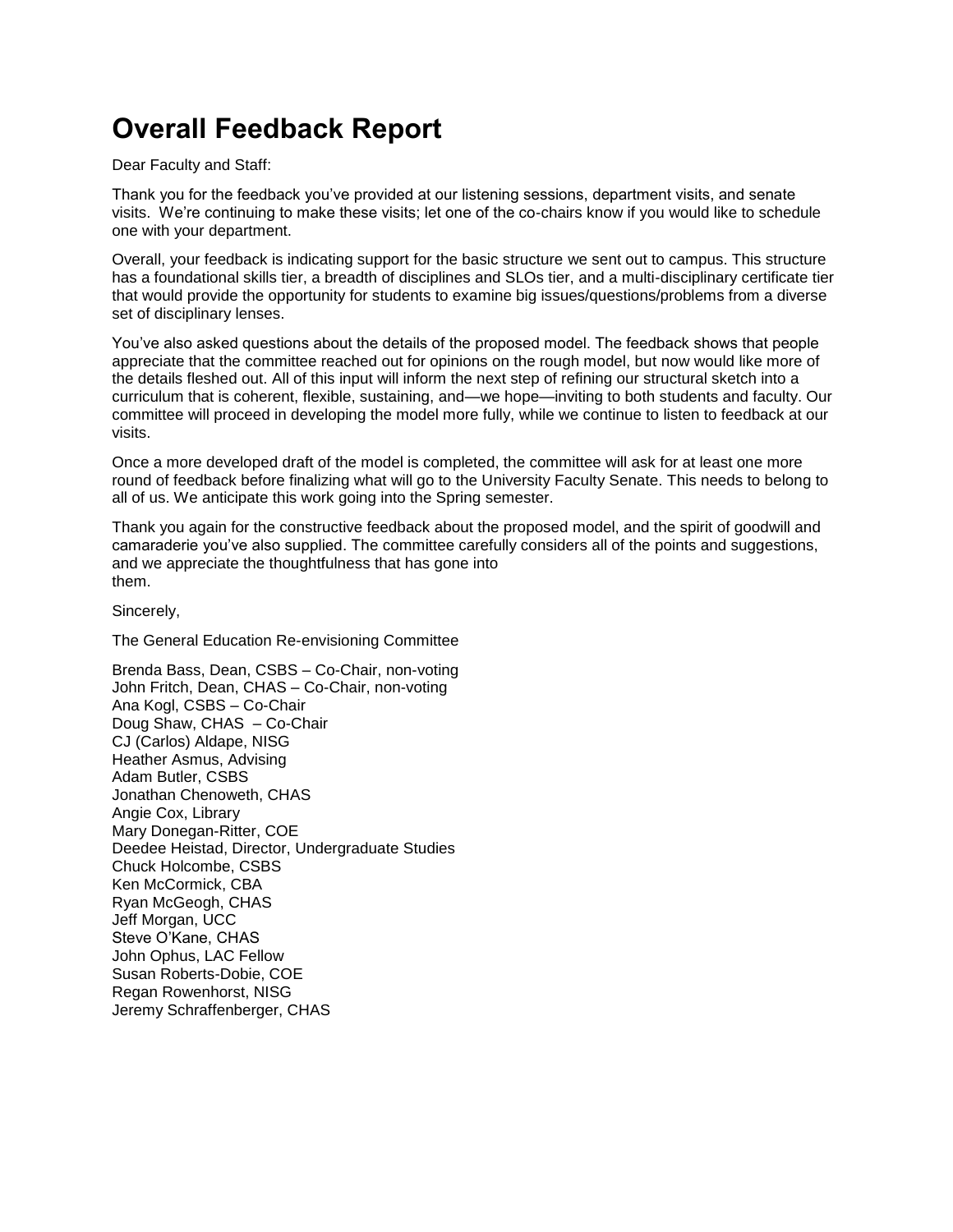# Overall Feedback Report

Dear Faculty and Staff:

Thank you for the feedback you've provided at our listening sessions, department visits, and senate visits. We're continuing to make these visits; let one of the co-chairs know if you would like to schedule one with your department.

Overall, your feedback is indicating support for the basic structure we sent out to campus. This structure has a foundational skills tier, a breadth of disciplines and SLOs tier, and a multi-disciplinary certificate tier that would provide the opportunity for students to examine big issues/questions/problems from a diverse set of disciplinary lenses.

You've also asked questions about the details of the proposed model. The feedback shows that people appreciate that the committee reached out for opinions on the rough model, but now would like more of the details fleshed out. All of this input will inform the next step of refining our structural sketch into a curriculum that is coherent, flexible, sustaining, and—we hope—inviting to both students and faculty. Our committee will proceed in developing the model more fully, while we continue to listen to feedback at our visits.

Once a more developed draft of the model is completed, the committee will ask for at least one more round of feedback before finalizing what will go to the University Faculty Senate. This needs to belong to all of us. We anticipate this work going into the Spring semester.

Thank you again for the constructive feedback about the proposed model, and the spirit of goodwill and camaraderie you've also supplied. The committee carefully considers all of the points and suggestions, and we appreciate the thoughtfulness that has gone into them.

Sincerely,

The General Education Re-envisioning Committee

Brenda Bass, Dean, CSBS – Co-Chair, non-voting
John Fritch, Dean, CHAS – Co-Chair, non-voting
Ana Kogl, CSBS – Co-Chair
Doug Shaw, CHAS – Co-Chair
CJ (Carlos) Aldape, NISG
Heather Asmus, Advising
Adam Butler, CSBS
Jonathan Chenoweth, CHAS
Angie Cox, Library
Mary Donegan-Ritter, COE
Deedee Heistad, Director, Undergraduate Studies
Chuck Holcombe, CSBS
Ken McCormick, CBA
Ryan McGeogh, CHAS
Jeff Morgan, UCC
Steve O'Kane, CHAS
John Ophus, LAC Fellow
Susan Roberts-Dobie, COE
Regan Rowenhorst, NISG
Jeremy Schraffenberger, CHAS